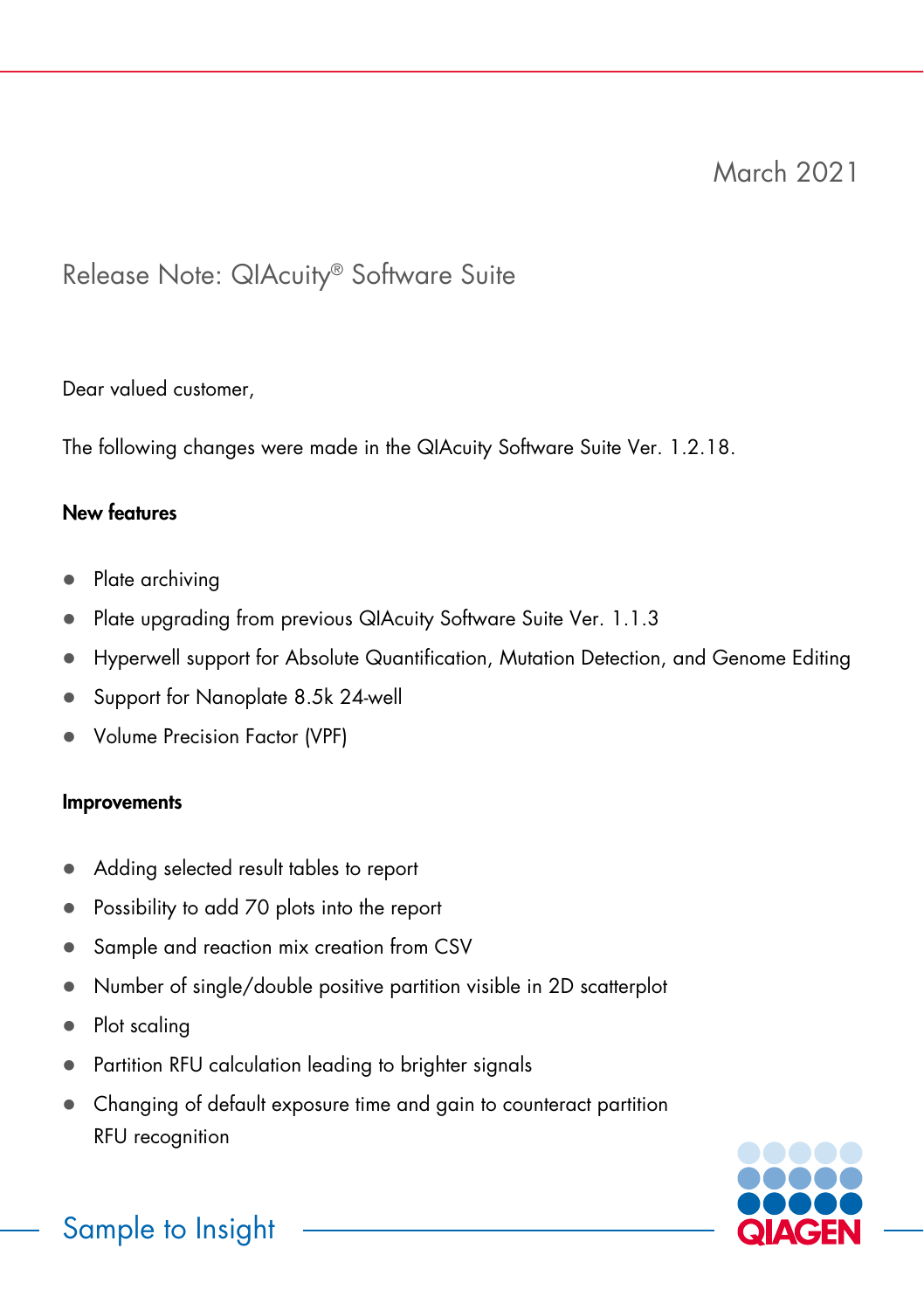March 2021

# Release Note: QIAcuity® Software Suite

Dear valued customer,

The following changes were made in the QIAcuity Software Suite Ver. 1.2.18.

### New features

- Plate archiving
- Plate upgrading from previous QIAcuity Software Suite Ver. 1.1.3
- Hyperwell support for Absolute Quantification, Mutation Detection, and Genome Editing
- Support for Nanoplate 8.5k 24-well
- Volume Precision Factor (VPF)

### Improvements

- Adding selected result tables to report
- Possibility to add 70 plots into the report
- Sample and reaction mix creation from CSV
- Number of single/double positive partition visible in 2D scatterplot
- Plot scaling
- Partition RFU calculation leading to brighter signals
- Changing of default exposure time and gain to counteract partition RFU recognition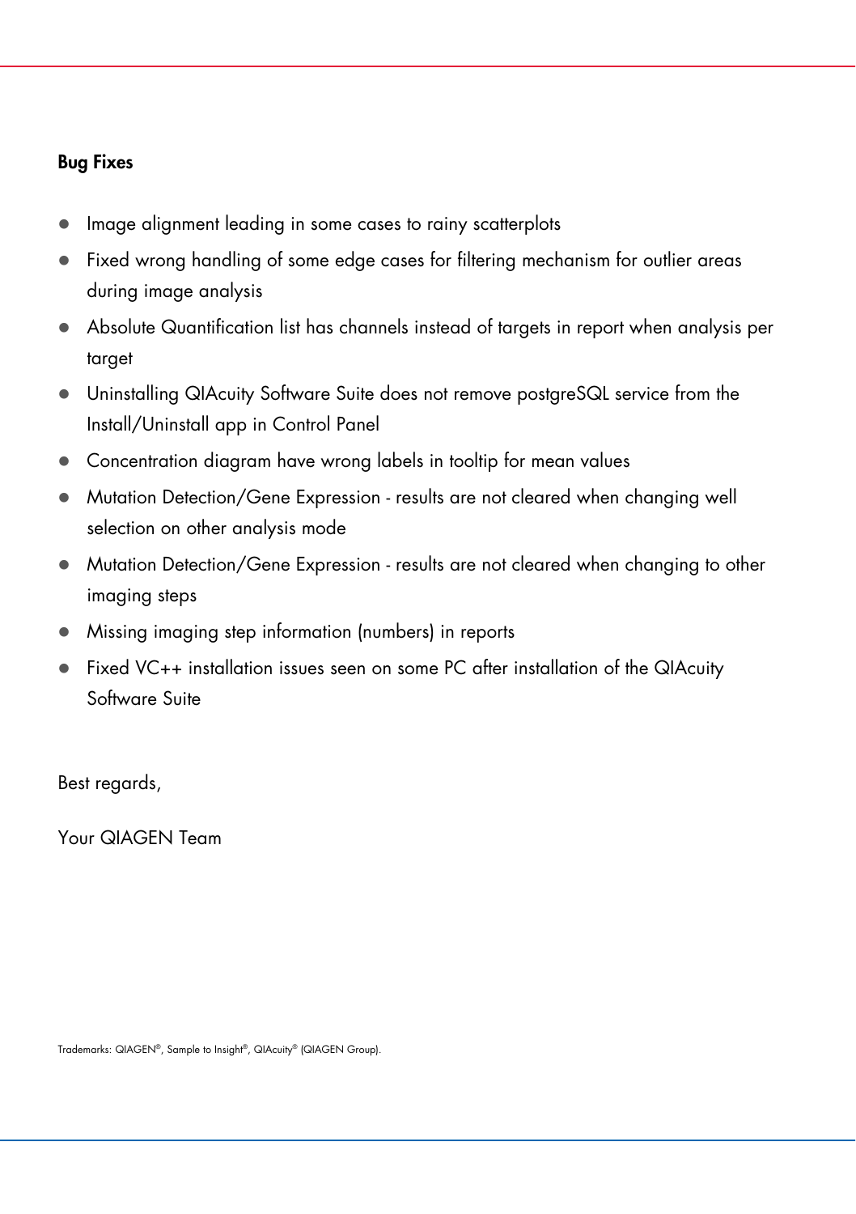**Bug Fixes**

- Image alignment leading in some cases to rainy scatterplots
- Fixed wrong handling of some edge cases for filtering mechanism for outlier areas during image analysis
- Absolute Quantification list has channels instead of targets in report when analysis per target
- Uninstalling QIAcuity Software Suite does not remove postgreSQL service from the Install/Uninstall app in Control Panel
- Concentration diagram have wrong labels in tooltip for mean values
- Mutation Detection/Gene Expression - results are not cleared when changing well selection on other analysis mode
- Mutation Detection/Gene Expression - results are not cleared when changing to other imaging steps
- Missing imaging step information (numbers) in reports
- Fixed VC++ installation issues seen on some PC after installation of the QIAcuity Software Suite

Best regards,

Your QIAGEN Team

Trademarks: QIAGEN®, Sample to Insight®, QIAcuity® (QIAGEN Group).